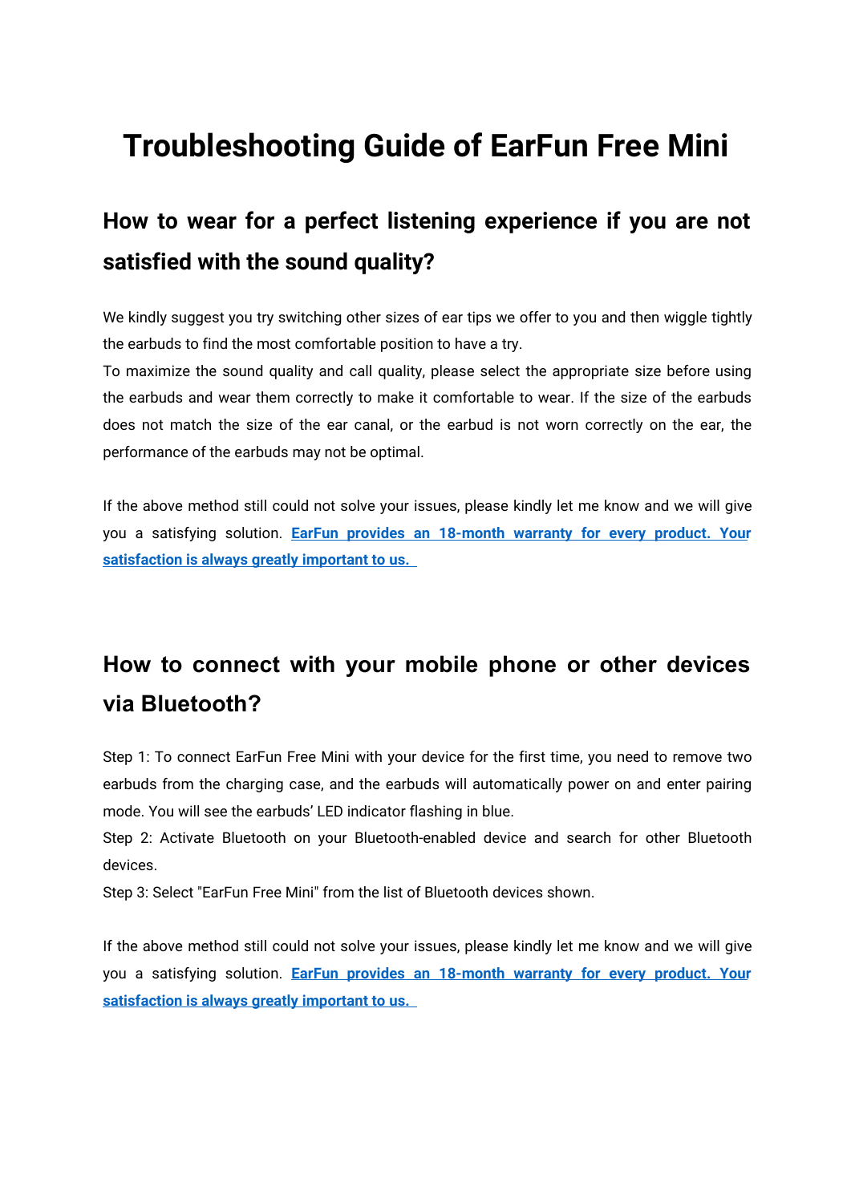# Troubleshooting Guide of EarFun Free Mini

## How to wear for a perfect listening experience if you are not satisfied with the sound quality?

We kindly suggest you try switching other sizes of ear tips we offer to you and then wiggle tightly the earbuds to find the most comfortable position to have a try.
To maximize the sound quality and call quality, please select the appropriate size before using the earbuds and wear them correctly to make it comfortable to wear. If the size of the earbuds does not match the size of the ear canal, or the earbud is not worn correctly on the ear, the performance of the earbuds may not be optimal.

If the above method still could not solve your issues, please kindly let me know and we will give you a satisfying solution. **EarFun provides an 18-month warranty for every product. Your satisfaction is always greatly important to us.**

## How to connect with your mobile phone or other devices via Bluetooth?

Step 1: To connect EarFun Free Mini with your device for the first time, you need to remove two earbuds from the charging case, and the earbuds will automatically power on and enter pairing mode. You will see the earbuds' LED indicator flashing in blue.
Step 2: Activate Bluetooth on your Bluetooth-enabled device and search for other Bluetooth devices.
Step 3: Select "EarFun Free Mini" from the list of Bluetooth devices shown.

If the above method still could not solve your issues, please kindly let me know and we will give you a satisfying solution. **EarFun provides an 18-month warranty for every product. Your satisfaction is always greatly important to us.**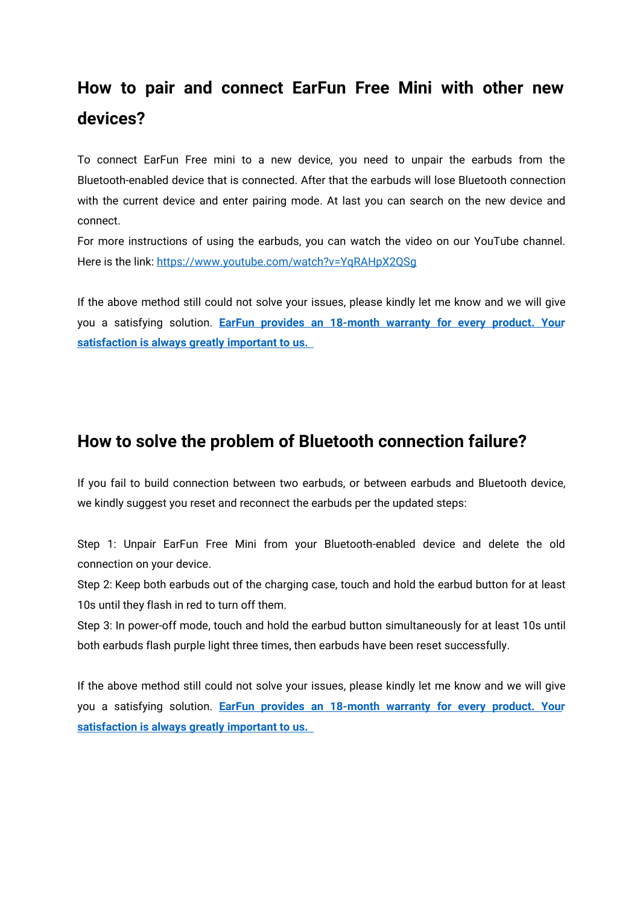## How to pair and connect EarFun Free Mini with other new devices?

To connect EarFun Free mini to a new device, you need to unpair the earbuds from the Bluetooth-enabled device that is connected. After that the earbuds will lose Bluetooth connection with the current device and enter pairing mode. At last you can search on the new device and connect.
For more instructions of using the earbuds, you can watch the video on our YouTube channel. Here is the link: https://www.youtube.com/watch?v=YqRAHpX2QSg

If the above method still could not solve your issues, please kindly let me know and we will give you a satisfying solution. **EarFun provides an 18-month warranty for every product. Your satisfaction is always greatly important to us.**

## How to solve the problem of Bluetooth connection failure?

If you fail to build connection between two earbuds, or between earbuds and Bluetooth device, we kindly suggest you reset and reconnect the earbuds per the updated steps:

Step 1: Unpair EarFun Free Mini from your Bluetooth-enabled device and delete the old connection on your device.
Step 2: Keep both earbuds out of the charging case, touch and hold the earbud button for at least 10s until they flash in red to turn off them.
Step 3: In power-off mode, touch and hold the earbud button simultaneously for at least 10s until both earbuds flash purple light three times, then earbuds have been reset successfully.

If the above method still could not solve your issues, please kindly let me know and we will give you a satisfying solution. **EarFun provides an 18-month warranty for every product. Your satisfaction is always greatly important to us.**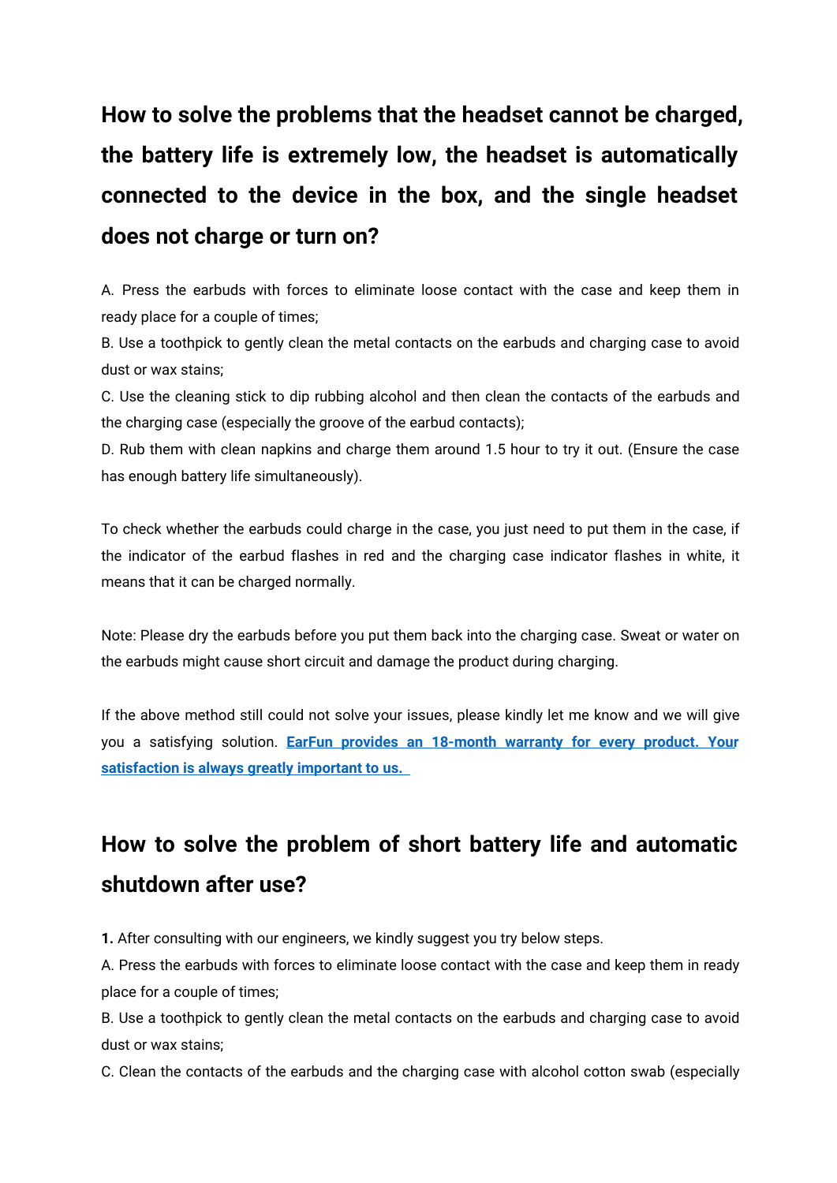## How to solve the problems that the headset cannot be charged, the battery life is extremely low, the headset is automatically connected to the device in the box, and the single headset does not charge or turn on?

A. Press the earbuds with forces to eliminate loose contact with the case and keep them in ready place for a couple of times;
B. Use a toothpick to gently clean the metal contacts on the earbuds and charging case to avoid dust or wax stains;
C. Use the cleaning stick to dip rubbing alcohol and then clean the contacts of the earbuds and the charging case (especially the groove of the earbud contacts);
D. Rub them with clean napkins and charge them around 1.5 hour to try it out. (Ensure the case has enough battery life simultaneously).

To check whether the earbuds could charge in the case, you just need to put them in the case, if the indicator of the earbud flashes in red and the charging case indicator flashes in white, it means that it can be charged normally.

Note: Please dry the earbuds before you put them back into the charging case. Sweat or water on the earbuds might cause short circuit and damage the product during charging.

If the above method still could not solve your issues, please kindly let me know and we will give you a satisfying solution. **EarFun provides an 18-month warranty for every product. Your satisfaction is always greatly important to us.**

## How to solve the problem of short battery life and automatic shutdown after use?

**1.** After consulting with our engineers, we kindly suggest you try below steps.
A. Press the earbuds with forces to eliminate loose contact with the case and keep them in ready place for a couple of times;
B. Use a toothpick to gently clean the metal contacts on the earbuds and charging case to avoid dust or wax stains;
C. Clean the contacts of the earbuds and the charging case with alcohol cotton swab (especially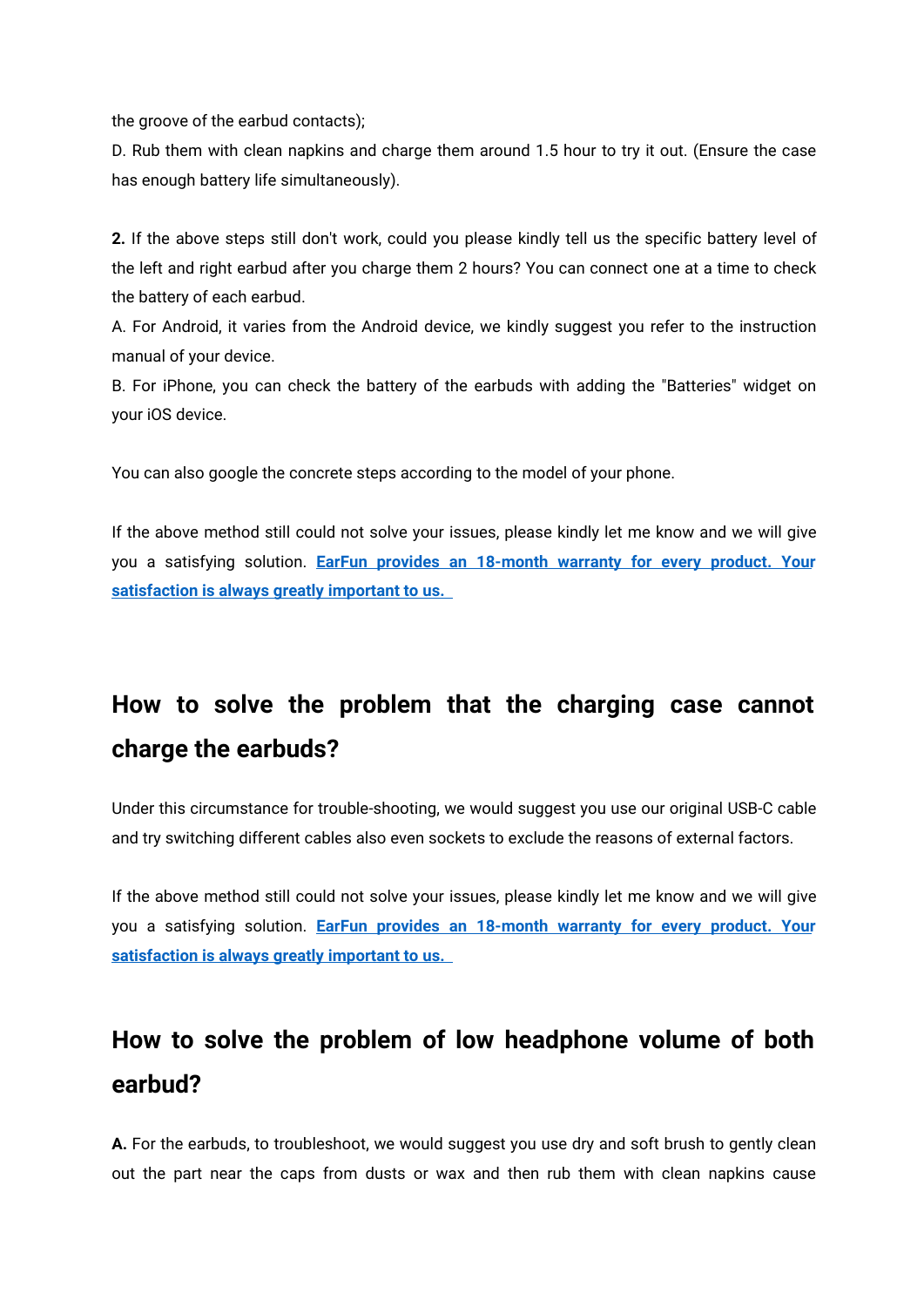the groove of the earbud contacts);

D. Rub them with clean napkins and charge them around 1.5 hour to try it out. (Ensure the case has enough battery life simultaneously).

**2.** If the above steps still don't work, could you please kindly tell us the specific battery level of the left and right earbud after you charge them 2 hours? You can connect one at a time to check the battery of each earbud.

A. For Android, it varies from the Android device, we kindly suggest you refer to the instruction manual of your device.

B. For iPhone, you can check the battery of the earbuds with adding the "Batteries" widget on your iOS device.

You can also google the concrete steps according to the model of your phone.

If the above method still could not solve your issues, please kindly let me know and we will give you a satisfying solution. **EarFun provides an 18-month warranty for every product. Your satisfaction is always greatly important to us.**

## How to solve the problem that the charging case cannot charge the earbuds?

Under this circumstance for trouble-shooting, we would suggest you use our original USB-C cable and try switching different cables also even sockets to exclude the reasons of external factors.

If the above method still could not solve your issues, please kindly let me know and we will give you a satisfying solution. **EarFun provides an 18-month warranty for every product. Your satisfaction is always greatly important to us.**

## How to solve the problem of low headphone volume of both earbud?

**A.** For the earbuds, to troubleshoot, we would suggest you use dry and soft brush to gently clean out the part near the caps from dusts or wax and then rub them with clean napkins cause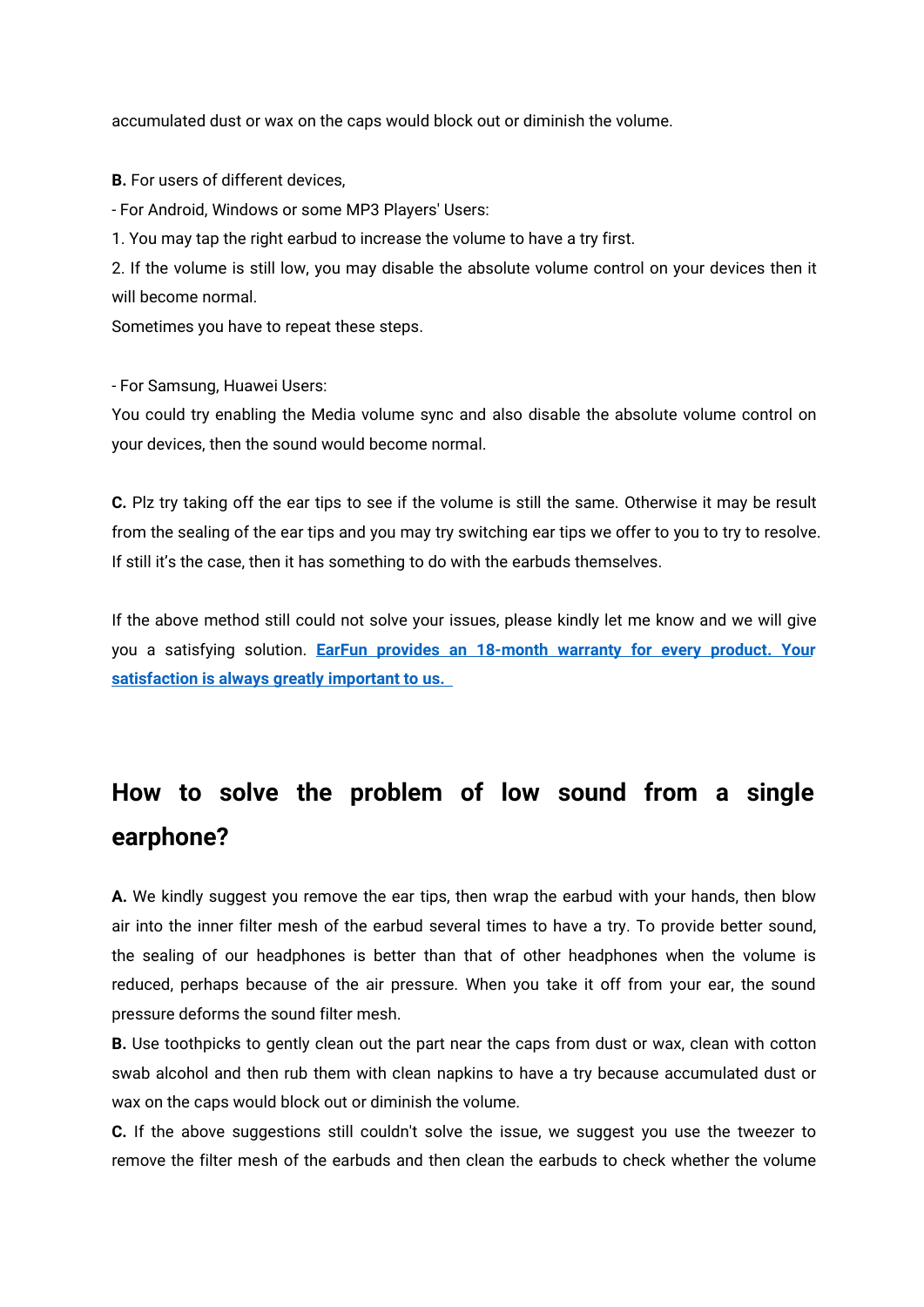accumulated dust or wax on the caps would block out or diminish the volume.

**B.** For users of different devices,

- For Android, Windows or some MP3 Players' Users:

1. You may tap the right earbud to increase the volume to have a try first.
2. If the volume is still low, you may disable the absolute volume control on your devices then it will become normal.

Sometimes you have to repeat these steps.

- For Samsung, Huawei Users:

You could try enabling the Media volume sync and also disable the absolute volume control on your devices, then the sound would become normal.

**C.** Plz try taking off the ear tips to see if the volume is still the same. Otherwise it may be result from the sealing of the ear tips and you may try switching ear tips we offer to you to try to resolve. If still it's the case, then it has something to do with the earbuds themselves.

If the above method still could not solve your issues, please kindly let me know and we will give you a satisfying solution. **EarFun provides an 18-month warranty for every product. Your satisfaction is always greatly important to us.**

## How to solve the problem of low sound from a single earphone?

**A.** We kindly suggest you remove the ear tips, then wrap the earbud with your hands, then blow air into the inner filter mesh of the earbud several times to have a try. To provide better sound, the sealing of our headphones is better than that of other headphones when the volume is reduced, perhaps because of the air pressure. When you take it off from your ear, the sound pressure deforms the sound filter mesh.

**B.** Use toothpicks to gently clean out the part near the caps from dust or wax, clean with cotton swab alcohol and then rub them with clean napkins to have a try because accumulated dust or wax on the caps would block out or diminish the volume.

**C.** If the above suggestions still couldn't solve the issue, we suggest you use the tweezer to remove the filter mesh of the earbuds and then clean the earbuds to check whether the volume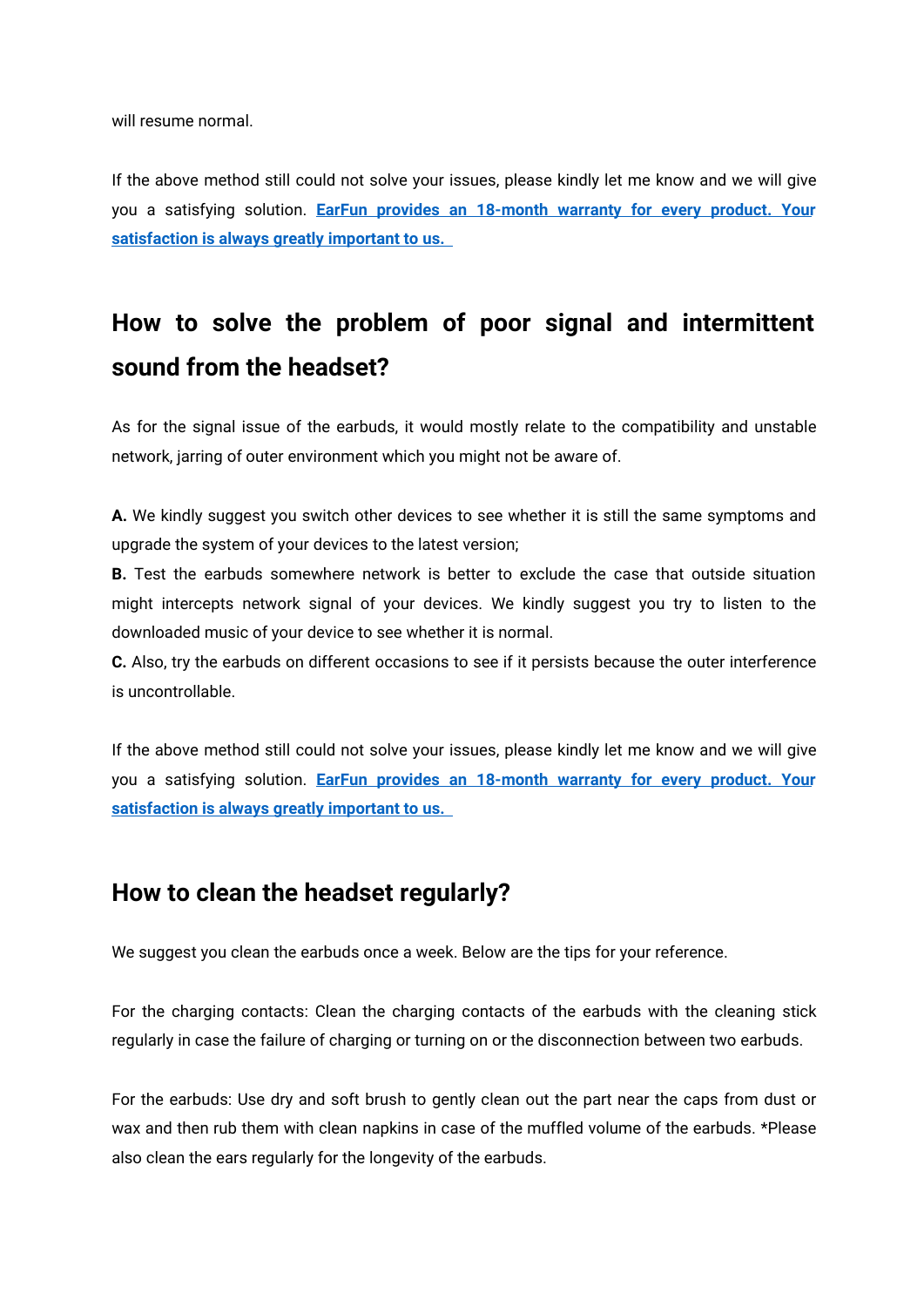will resume normal.

If the above method still could not solve your issues, please kindly let me know and we will give you a satisfying solution. **EarFun provides an 18-month warranty for every product. Your satisfaction is always greatly important to us.**

## How to solve the problem of poor signal and intermittent sound from the headset?

As for the signal issue of the earbuds, it would mostly relate to the compatibility and unstable network, jarring of outer environment which you might not be aware of.

**A.** We kindly suggest you switch other devices to see whether it is still the same symptoms and upgrade the system of your devices to the latest version;
**B.** Test the earbuds somewhere network is better to exclude the case that outside situation might intercepts network signal of your devices. We kindly suggest you try to listen to the downloaded music of your device to see whether it is normal.
**C.** Also, try the earbuds on different occasions to see if it persists because the outer interference is uncontrollable.

If the above method still could not solve your issues, please kindly let me know and we will give you a satisfying solution. **EarFun provides an 18-month warranty for every product. Your satisfaction is always greatly important to us.**

## How to clean the headset regularly?

We suggest you clean the earbuds once a week. Below are the tips for your reference.

For the charging contacts: Clean the charging contacts of the earbuds with the cleaning stick regularly in case the failure of charging or turning on or the disconnection between two earbuds.

For the earbuds: Use dry and soft brush to gently clean out the part near the caps from dust or wax and then rub them with clean napkins in case of the muffled volume of the earbuds. *Please also clean the ears regularly for the longevity of the earbuds.